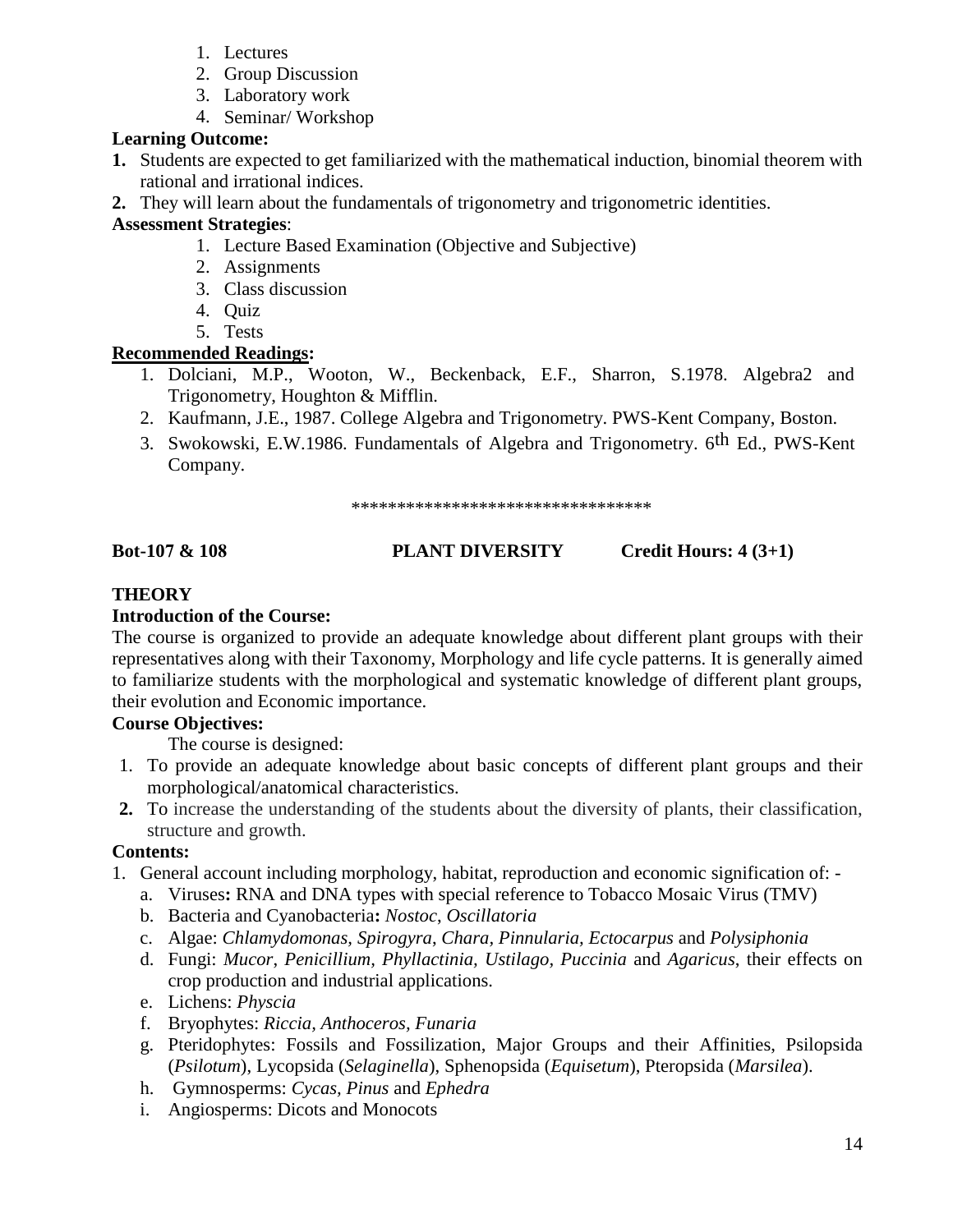1. Lectures
2. Group Discussion
3. Laboratory work
4. Seminar/ Workshop

**Learning Outcome:**

1. Students are expected to get familiarized with the mathematical induction, binomial theorem with rational and irrational indices.
2. They will learn about the fundamentals of trigonometry and trigonometric identities.

**Assessment Strategies**:

1. Lecture Based Examination (Objective and Subjective)
2. Assignments
3. Class discussion
4. Quiz
5. Tests

**Recommended Readings:**

1. Dolciani, M.P., Wooton, W., Beckenback, E.F., Sharron, S.1978. Algebra2 and Trigonometry, Houghton & Mifflin.
2. Kaufmann, J.E., 1987. College Algebra and Trigonometry. PWS-Kent Company, Boston.
3. Swokowski, E.W.1986. Fundamentals of Algebra and Trigonometry. 6th Ed., PWS-Kent Company.

*********************************

**Bot-107 & 108 PLANT DIVERSITY Credit Hours: 4 (3+1)**

**THEORY**

**Introduction of the Course:**

The course is organized to provide an adequate knowledge about different plant groups with their representatives along with their Taxonomy, Morphology and life cycle patterns. It is generally aimed to familiarize students with the morphological and systematic knowledge of different plant groups, their evolution and Economic importance.

**Course Objectives:**

The course is designed:

1. To provide an adequate knowledge about basic concepts of different plant groups and their morphological/anatomical characteristics.
2. To increase the understanding of the students about the diversity of plants, their classification, structure and growth.

**Contents:**

1. General account including morphology, habitat, reproduction and economic signification of: -
   a. Viruses**:** RNA and DNA types with special reference to Tobacco Mosaic Virus (TMV)
   b. Bacteria and Cyanobacteria**:** *Nostoc*, *Oscillatoria*
   c. Algae: *Chlamydomonas*, *Spirogyra*, *Chara*, *Pinnularia*, *Ectocarpus* and *Polysiphonia*
   d. Fungi: *Mucor, Penicillium, Phyllactinia, Ustilago, Puccinia* and *Agaricus*, their effects on crop production and industrial applications.
   e. Lichens: *Physcia*
   f. Bryophytes: *Riccia, Anthoceros, Funaria*
   g. Pteridophytes: Fossils and Fossilization, Major Groups and their Affinities, Psilopsida (*Psilotum*), Lycopsida (*Selaginella*), Sphenopsida (*Equisetum*), Pteropsida (*Marsilea*).
   h. Gymnosperms: *Cycas, Pinus* and *Ephedra*
   i. Angiosperms: Dicots and Monocots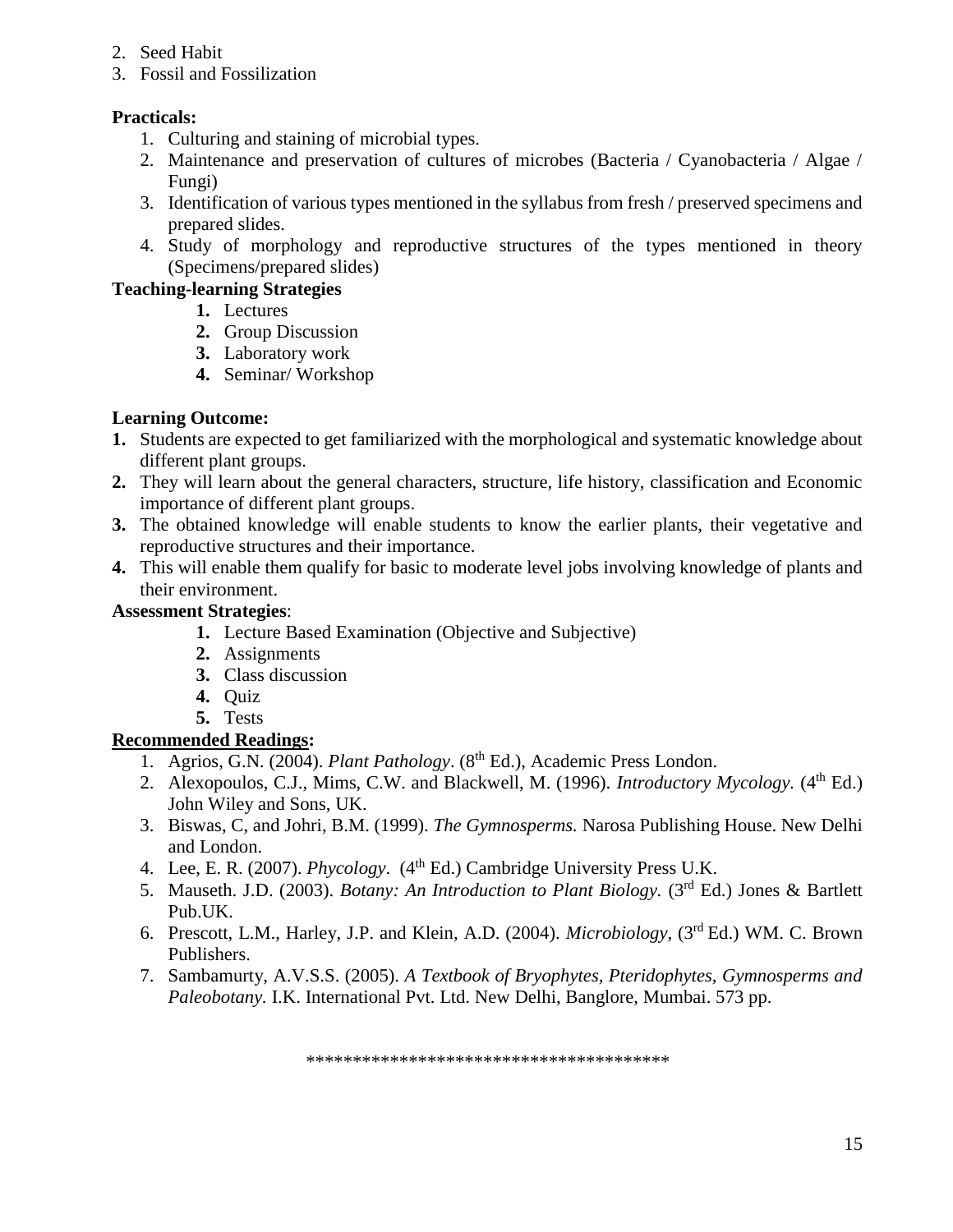2. Seed Habit
3. Fossil and Fossilization

**Practicals:**

1. Culturing and staining of microbial types.
2. Maintenance and preservation of cultures of microbes (Bacteria / Cyanobacteria / Algae / Fungi)
3. Identification of various types mentioned in the syllabus from fresh / preserved specimens and prepared slides.
4. Study of morphology and reproductive structures of the types mentioned in theory (Specimens/prepared slides)

**Teaching-learning Strategies**

1. Lectures
2. Group Discussion
3. Laboratory work
4. Seminar/ Workshop

**Learning Outcome:**

1. Students are expected to get familiarized with the morphological and systematic knowledge about different plant groups.
2. They will learn about the general characters, structure, life history, classification and Economic importance of different plant groups.
3. The obtained knowledge will enable students to know the earlier plants, their vegetative and reproductive structures and their importance.
4. This will enable them qualify for basic to moderate level jobs involving knowledge of plants and their environment.

**Assessment Strategies**:

1. Lecture Based Examination (Objective and Subjective)
2. Assignments
3. Class discussion
4. Quiz
5. Tests

**Recommended Readings:**

1. Agrios, G.N. (2004). *Plant Pathology*. (8th Ed.), Academic Press London.
2. Alexopoulos, C.J., Mims, C.W. and Blackwell, M. (1996). *Introductory Mycology.* (4th Ed.) John Wiley and Sons, UK.
3. Biswas, C, and Johri, B.M. (1999). *The Gymnosperms.* Narosa Publishing House. New Delhi and London.
4. Lee, E. R. (2007). *Phycology*. (4th Ed.) Cambridge University Press U.K.
5. Mauseth. J.D. (2003). *Botany: An Introduction to Plant Biology.* (3rd Ed.) Jones & Bartlett Pub.UK.
6. Prescott, L.M., Harley, J.P. and Klein, A.D. (2004). *Microbiology*, (3rd Ed.) WM. C. Brown Publishers.
7. Sambamurty, A.V.S.S. (2005). *A Textbook of Bryophytes, Pteridophytes, Gymnosperms and Paleobotany.* I.K. International Pvt. Ltd. New Delhi, Banglore, Mumbai. 573 pp.

****************************************